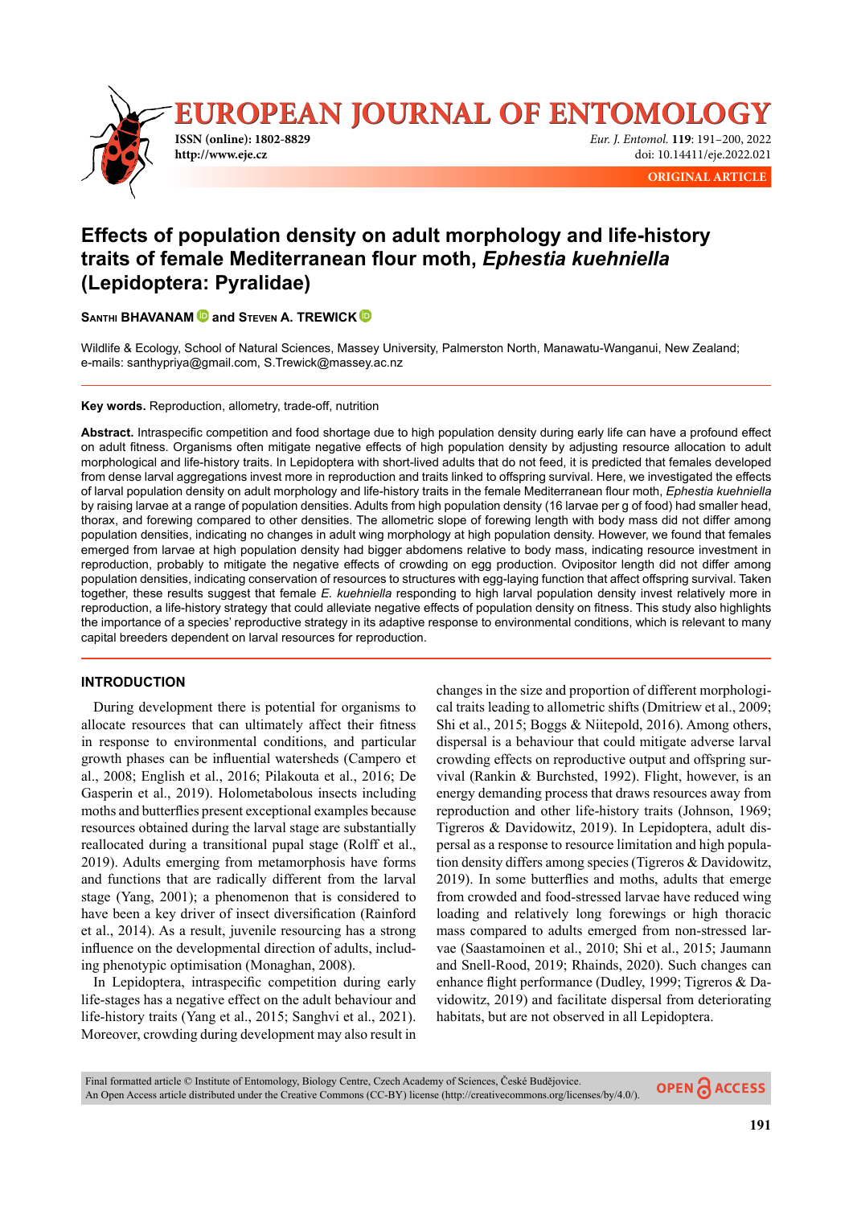# Effects of population density on adult morphology and life-history traits of female Mediterranean flour moth, *Ephestia kuehniella* (Lepidoptera: Pyralidae)

**Santhi BHAVANAM and Steven A. TREWICK**

Wildlife & Ecology, School of Natural Sciences, Massey University, Palmerston North, Manawatu-Wanganui, New Zealand; e-mails: santhypriya@gmail.com, S.Trewick@massey.ac.nz

**Key words.** Reproduction, allometry, trade-off, nutrition

**Abstract.** Intraspecific competition and food shortage due to high population density during early life can have a profound effect on adult fitness. Organisms often mitigate negative effects of high population density by adjusting resource allocation to adult morphological and life-history traits. In Lepidoptera with short-lived adults that do not feed, it is predicted that females developed from dense larval aggregations invest more in reproduction and traits linked to offspring survival. Here, we investigated the effects of larval population density on adult morphology and life-history traits in the female Mediterranean flour moth, *Ephestia kuehniella* by raising larvae at a range of population densities. Adults from high population density (16 larvae per g of food) had smaller head, thorax, and forewing compared to other densities. The allometric slope of forewing length with body mass did not differ among population densities, indicating no changes in adult wing morphology at high population density. However, we found that females emerged from larvae at high population density had bigger abdomens relative to body mass, indicating resource investment in reproduction, probably to mitigate the negative effects of crowding on egg production. Ovipositor length did not differ among population densities, indicating conservation of resources to structures with egg-laying function that affect offspring survival. Taken together, these results suggest that female *E. kuehniella* responding to high larval population density invest relatively more in reproduction, a life-history strategy that could alleviate negative effects of population density on fitness. This study also highlights the importance of a species' reproductive strategy in its adaptive response to environmental conditions, which is relevant to many capital breeders dependent on larval resources for reproduction.

## INTRODUCTION

During development there is potential for organisms to allocate resources that can ultimately affect their fitness in response to environmental conditions, and particular growth phases can be influential watersheds (Campero et al., 2008; English et al., 2016; Pilakouta et al., 2016; De Gasperin et al., 2019). Holometabolous insects including moths and butterflies present exceptional examples because resources obtained during the larval stage are substantially reallocated during a transitional pupal stage (Rolff et al., 2019). Adults emerging from metamorphosis have forms and functions that are radically different from the larval stage (Yang, 2001); a phenomenon that is considered to have been a key driver of insect diversification (Rainford et al., 2014). As a result, juvenile resourcing has a strong influence on the developmental direction of adults, including phenotypic optimisation (Monaghan, 2008).

In Lepidoptera, intraspecific competition during early life-stages has a negative effect on the adult behaviour and life-history traits (Yang et al., 2015; Sanghvi et al., 2021). Moreover, crowding during development may also result in changes in the size and proportion of different morphological traits leading to allometric shifts (Dmitriew et al., 2009; Shi et al., 2015; Boggs & Niitepold, 2016). Among others, dispersal is a behaviour that could mitigate adverse larval crowding effects on reproductive output and offspring survival (Rankin & Burchsted, 1992). Flight, however, is an energy demanding process that draws resources away from reproduction and other life-history traits (Johnson, 1969; Tigreros & Davidowitz, 2019). In Lepidoptera, adult dispersal as a response to resource limitation and high population density differs among species (Tigreros & Davidowitz, 2019). In some butterflies and moths, adults that emerge from crowded and food-stressed larvae have reduced wing loading and relatively long forewings or high thoracic mass compared to adults emerged from non-stressed larvae (Saastamoinen et al., 2010; Shi et al., 2015; Jaumann and Snell-Rood, 2019; Rhainds, 2020). Such changes can enhance flight performance (Dudley, 1999; Tigreros & Davidowitz, 2019) and facilitate dispersal from deteriorating habitats, but are not observed in all Lepidoptera.

Final formatted article © Institute of Entomology, Biology Centre, Czech Academy of Sciences, České Budějovice.
An Open Access article distributed under the Creative Commons (CC-BY) license (http://creativecommons.org/licenses/by/4.0/).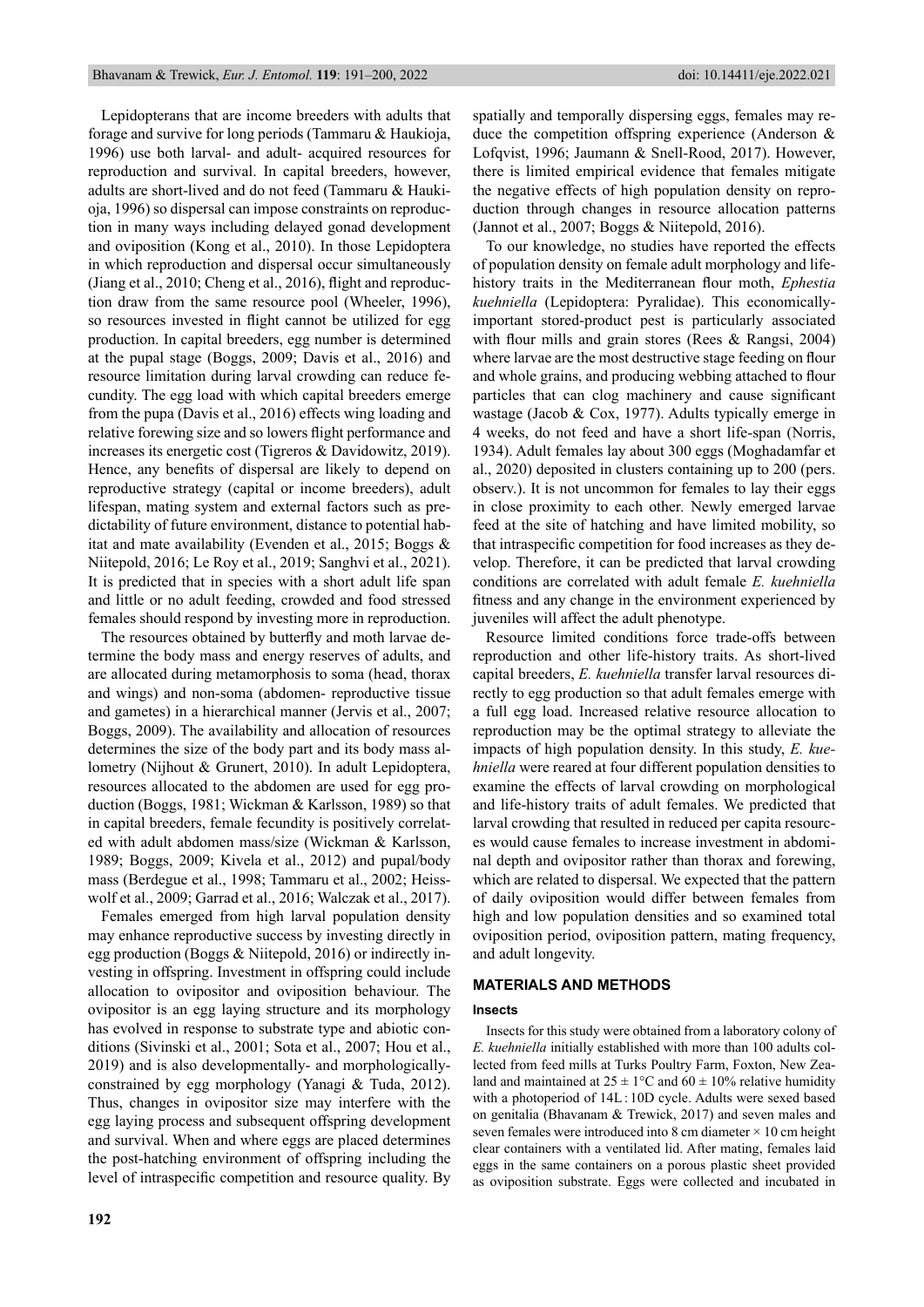Lepidopterans that are income breeders with adults that forage and survive for long periods (Tammaru & Haukioja, 1996) use both larval- and adult- acquired resources for reproduction and survival. In capital breeders, however, adults are short-lived and do not feed (Tammaru & Haukioja, 1996) so dispersal can impose constraints on reproduction in many ways including delayed gonad development and oviposition (Kong et al., 2010). In those Lepidoptera in which reproduction and dispersal occur simultaneously (Jiang et al., 2010; Cheng et al., 2016), flight and reproduction draw from the same resource pool (Wheeler, 1996), so resources invested in flight cannot be utilized for egg production. In capital breeders, egg number is determined at the pupal stage (Boggs, 2009; Davis et al., 2016) and resource limitation during larval crowding can reduce fecundity. The egg load with which capital breeders emerge from the pupa (Davis et al., 2016) effects wing loading and relative forewing size and so lowers flight performance and increases its energetic cost (Tigreros & Davidowitz, 2019). Hence, any benefits of dispersal are likely to depend on reproductive strategy (capital or income breeders), adult lifespan, mating system and external factors such as predictability of future environment, distance to potential habitat and mate availability (Evenden et al., 2015; Boggs & Niitepold, 2016; Le Roy et al., 2019; Sanghvi et al., 2021). It is predicted that in species with a short adult life span and little or no adult feeding, crowded and food stressed females should respond by investing more in reproduction.

The resources obtained by butterfly and moth larvae determine the body mass and energy reserves of adults, and are allocated during metamorphosis to soma (head, thorax and wings) and non-soma (abdomen- reproductive tissue and gametes) in a hierarchical manner (Jervis et al., 2007; Boggs, 2009). The availability and allocation of resources determines the size of the body part and its body mass allometry (Nijhout & Grunert, 2010). In adult Lepidoptera, resources allocated to the abdomen are used for egg production (Boggs, 1981; Wickman & Karlsson, 1989) so that in capital breeders, female fecundity is positively correlated with adult abdomen mass/size (Wickman & Karlsson, 1989; Boggs, 2009; Kivela et al., 2012) and pupal/body mass (Berdegue et al., 1998; Tammaru et al., 2002; Heisswolf et al., 2009; Garrad et al., 2016; Walczak et al., 2017).

Females emerged from high larval population density may enhance reproductive success by investing directly in egg production (Boggs & Niitepold, 2016) or indirectly investing in offspring. Investment in offspring could include allocation to ovipositor and oviposition behaviour. The ovipositor is an egg laying structure and its morphology has evolved in response to substrate type and abiotic conditions (Sivinski et al., 2001; Sota et al., 2007; Hou et al., 2019) and is also developmentally- and morphologically-constrained by egg morphology (Yanagi & Tuda, 2012). Thus, changes in ovipositor size may interfere with the egg laying process and subsequent offspring development and survival. When and where eggs are placed determines the post-hatching environment of offspring including the level of intraspecific competition and resource quality. By spatially and temporally dispersing eggs, females may reduce the competition offspring experience (Anderson & Lofqvist, 1996; Jaumann & Snell-Rood, 2017). However, there is limited empirical evidence that females mitigate the negative effects of high population density on reproduction through changes in resource allocation patterns (Jannot et al., 2007; Boggs & Niitepold, 2016).

To our knowledge, no studies have reported the effects of population density on female adult morphology and life-history traits in the Mediterranean flour moth, *Ephestia kuehniella* (Lepidoptera: Pyralidae). This economically-important stored-product pest is particularly associated with flour mills and grain stores (Rees & Rangsi, 2004) where larvae are the most destructive stage feeding on flour and whole grains, and producing webbing attached to flour particles that can clog machinery and cause significant wastage (Jacob & Cox, 1977). Adults typically emerge in 4 weeks, do not feed and have a short life-span (Norris, 1934). Adult females lay about 300 eggs (Moghadamfar et al., 2020) deposited in clusters containing up to 200 (pers. observ.). It is not uncommon for females to lay their eggs in close proximity to each other. Newly emerged larvae feed at the site of hatching and have limited mobility, so that intraspecific competition for food increases as they develop. Therefore, it can be predicted that larval crowding conditions are correlated with adult female *E. kuehniella* fitness and any change in the environment experienced by juveniles will affect the adult phenotype.

Resource limited conditions force trade-offs between reproduction and other life-history traits. As short-lived capital breeders, *E. kuehniella* transfer larval resources directly to egg production so that adult females emerge with a full egg load. Increased relative resource allocation to reproduction may be the optimal strategy to alleviate the impacts of high population density. In this study, *E. kuehniella* were reared at four different population densities to examine the effects of larval crowding on morphological and life-history traits of adult females. We predicted that larval crowding that resulted in reduced per capita resources would cause females to increase investment in abdominal depth and ovipositor rather than thorax and forewing, which are related to dispersal. We expected that the pattern of daily oviposition would differ between females from high and low population densities and so examined total oviposition period, oviposition pattern, mating frequency, and adult longevity.

## MATERIALS AND METHODS

### Insects

Insects for this study were obtained from a laboratory colony of *E. kuehniella* initially established with more than 100 adults collected from feed mills at Turks Poultry Farm, Foxton, New Zealand and maintained at 25 ± 1°C and 60 ± 10% relative humidity with a photoperiod of 14L : 10D cycle. Adults were sexed based on genitalia (Bhavanam & Trewick, 2017) and seven males and seven females were introduced into 8 cm diameter × 10 cm height clear containers with a ventilated lid. After mating, females laid eggs in the same containers on a porous plastic sheet provided as oviposition substrate. Eggs were collected and incubated in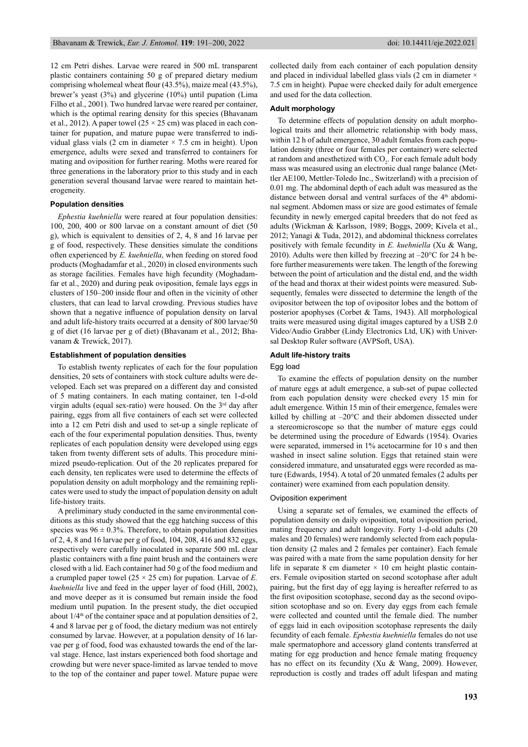12 cm Petri dishes. Larvae were reared in 500 mL transparent plastic containers containing 50 g of prepared dietary medium comprising wholemeal wheat flour (43.5%), maize meal (43.5%), brewer's yeast (3%) and glycerine (10%) until pupation (Lima Filho et al., 2001). Two hundred larvae were reared per container, which is the optimal rearing density for this species (Bhavanam et al., 2012). A paper towel (25 × 25 cm) was placed in each container for pupation, and mature pupae were transferred to individual glass vials (2 cm in diameter × 7.5 cm in height). Upon emergence, adults were sexed and transferred to containers for mating and oviposition for further rearing. Moths were reared for three generations in the laboratory prior to this study and in each generation several thousand larvae were reared to maintain heterogeneity.

### Population densities

*Ephestia kuehniella* were reared at four population densities: 100, 200, 400 or 800 larvae on a constant amount of diet (50 g), which is equivalent to densities of 2, 4, 8 and 16 larvae per g of food, respectively. These densities simulate the conditions often experienced by *E. kuehniella*, when feeding on stored food products (Moghadamfar et al., 2020) in closed environments such as storage facilities. Females have high fecundity (Moghadamfar et al., 2020) and during peak oviposition, female lays eggs in clusters of 150–200 inside flour and often in the vicinity of other clusters, that can lead to larval crowding. Previous studies have shown that a negative influence of population density on larval and adult life-history traits occurred at a density of 800 larvae/50 g of diet (16 larvae per g of diet) (Bhavanam et al., 2012; Bhavanam & Trewick, 2017).

### Establishment of population densities

To establish twenty replicates of each for the four population densities, 20 sets of containers with stock culture adults were developed. Each set was prepared on a different day and consisted of 5 mating containers. In each mating container, ten 1-d-old virgin adults (equal sex-ratio) were housed. On the 3rd day after pairing, eggs from all five containers of each set were collected into a 12 cm Petri dish and used to set-up a single replicate of each of the four experimental population densities. Thus, twenty replicates of each population density were developed using eggs taken from twenty different sets of adults. This procedure minimized pseudo-replication. Out of the 20 replicates prepared for each density, ten replicates were used to determine the effects of population density on adult morphology and the remaining replicates were used to study the impact of population density on adult life-history traits.

A preliminary study conducted in the same environmental conditions as this study showed that the egg hatching success of this species was 96 ± 0.3%. Therefore, to obtain population densities of 2, 4, 8 and 16 larvae per g of food, 104, 208, 416 and 832 eggs, respectively were carefully inoculated in separate 500 mL clear plastic containers with a fine paint brush and the containers were closed with a lid. Each container had 50 g of the food medium and a crumpled paper towel (25 × 25 cm) for pupation. Larvae of *E. kuehniella* live and feed in the upper layer of food (Hill, 2002), and move deeper as it is consumed but remain inside the food medium until pupation. In the present study, the diet occupied about 1/4th of the container space and at population densities of 2, 4 and 8 larvae per g of food, the dietary medium was not entirely consumed by larvae. However, at a population density of 16 larvae per g of food, food was exhausted towards the end of the larval stage. Hence, last instars experienced both food shortage and crowding but were never space-limited as larvae tended to move to the top of the container and paper towel. Mature pupae were collected daily from each container of each population density and placed in individual labelled glass vials (2 cm in diameter × 7.5 cm in height). Pupae were checked daily for adult emergence and used for the data collection.

### Adult morphology

To determine effects of population density on adult morphological traits and their allometric relationship with body mass, within 12 h of adult emergence, 30 adult females from each population density (three or four females per container) were selected at random and anesthetized with $CO_2$. For each female adult body mass was measured using an electronic dual range balance (Mettler AE100, Mettler-Toledo Inc., Switzerland) with a precision of 0.01 mg. The abdominal depth of each adult was measured as the distance between dorsal and ventral surfaces of the 4th abdominal segment. Abdomen mass or size are good estimates of female fecundity in newly emerged capital breeders that do not feed as adults (Wickman & Karlsson, 1989; Boggs, 2009; Kivela et al., 2012; Yanagi & Tuda, 2012), and abdominal thickness correlates positively with female fecundity in *E. kuehniella* (Xu & Wang, 2010). Adults were then killed by freezing at –20°C for 24 h before further measurements were taken. The length of the forewing between the point of articulation and the distal end, and the width of the head and thorax at their widest points were measured. Subsequently, females were dissected to determine the length of the ovipositor between the top of ovipositor lobes and the bottom of posterior apophyses (Corbet & Tams, 1943). All morphological traits were measured using digital images captured by a USB 2.0 Video/Audio Grabber (Lindy Electronics Ltd, UK) with Universal Desktop Ruler software (AVPSoft, USA).

### Adult life-history traits

#### Egg load

To examine the effects of population density on the number of mature eggs at adult emergence, a sub-set of pupae collected from each population density were checked every 15 min for adult emergence. Within 15 min of their emergence, females were killed by chilling at –20°C and their abdomen dissected under a stereomicroscope so that the number of mature eggs could be determined using the procedure of Edwards (1954). Ovaries were separated, immersed in 1% acetocarmine for 10 s and then washed in insect saline solution. Eggs that retained stain were considered immature, and unsaturated eggs were recorded as mature (Edwards, 1954). A total of 20 unmated females (2 adults per container) were examined from each population density.

#### Oviposition experiment

Using a separate set of females, we examined the effects of population density on daily oviposition, total oviposition period, mating frequency and adult longevity. Forty 1-d-old adults (20 males and 20 females) were randomly selected from each population density (2 males and 2 females per container). Each female was paired with a mate from the same population density for her life in separate 8 cm diameter × 10 cm height plastic containers. Female oviposition started on second scotophase after adult pairing, but the first day of egg laying is hereafter referred to as the first oviposition scotophase, second day as the second oviposition scotophase and so on. Every day eggs from each female were collected and counted until the female died. The number of eggs laid in each oviposition scotophase represents the daily fecundity of each female. *Ephestia kuehniella* females do not use male spermatophore and accessory gland contents transferred at mating for egg production and hence female mating frequency has no effect on its fecundity (Xu & Wang, 2009). However, reproduction is costly and trades off adult lifespan and mating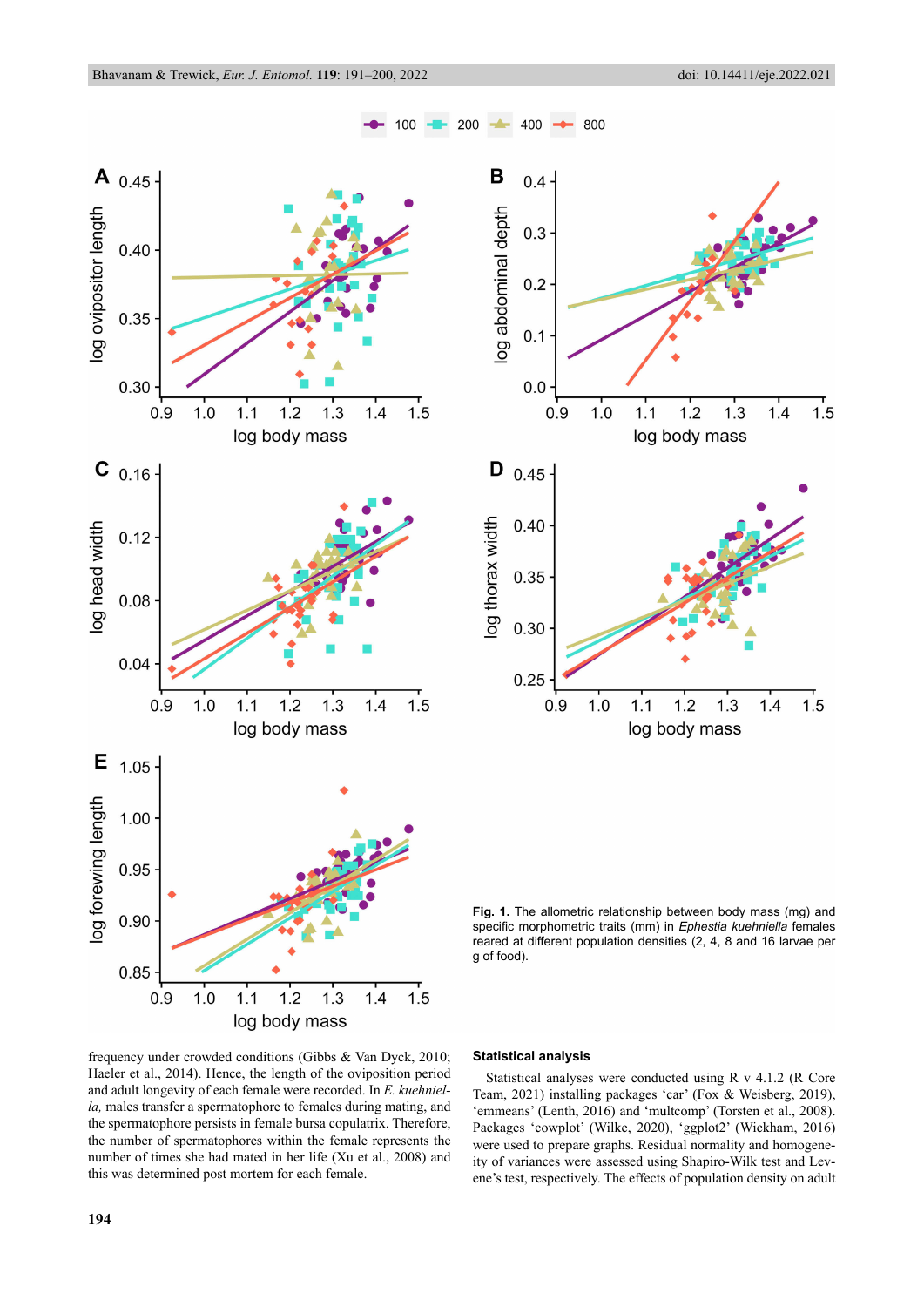**Fig. 1.** The allometric relationship between body mass (mg) and specific morphometric traits (mm) in *Ephestia kuehniella* females reared at different population densities (2, 4, 8 and 16 larvae per g of food).

frequency under crowded conditions (Gibbs & Van Dyck, 2010; Haeler et al., 2014). Hence, the length of the oviposition period and adult longevity of each female were recorded. In *E. kuehniella,* males transfer a spermatophore to females during mating, and the spermatophore persists in female bursa copulatrix. Therefore, the number of spermatophores within the female represents the number of times she had mated in her life (Xu et al., 2008) and this was determined post mortem for each female.

### Statistical analysis

Statistical analyses were conducted using R v 4.1.2 (R Core Team, 2021) installing packages 'car' (Fox & Weisberg, 2019), 'emmeans' (Lenth, 2016) and 'multcomp' (Torsten et al., 2008). Packages 'cowplot' (Wilke, 2020), 'ggplot2' (Wickham, 2016) were used to prepare graphs. Residual normality and homogeneity of variances were assessed using Shapiro-Wilk test and Levene's test, respectively. The effects of population density on adult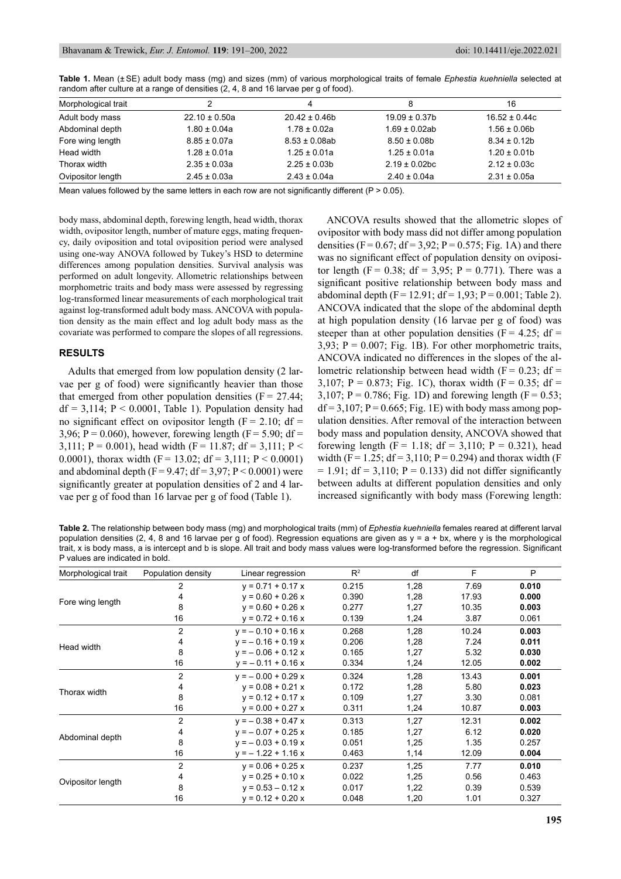**Table 1.** Mean (± SE) adult body mass (mg) and sizes (mm) of various morphological traits of female *Ephestia kuehniella* selected at random after culture at a range of densities (2, 4, 8 and 16 larvae per g of food).

| Morphological trait | 2 | 4 | 8 | 16 |
|---|---|---|---|---|
| Adult body mass | 22.10 ± 0.50a | 20.42 ± 0.46b | 19.09 ± 0.37b | 16.52 ± 0.44c |
| Abdominal depth | 1.80 ± 0.04a | 1.78 ± 0.02a | 1.69 ± 0.02ab | 1.56 ± 0.06b |
| Fore wing length | 8.85 ± 0.07a | 8.53 ± 0.08ab | 8.50 ± 0.08b | 8.34 ± 0.12b |
| Head width | 1.28 ± 0.01a | 1.25 ± 0.01a | 1.25 ± 0.01a | 1.20 ± 0.01b |
| Thorax width | 2.35 ± 0.03a | 2.25 ± 0.03b | 2.19 ± 0.02bc | 2.12 ± 0.03c |
| Ovipositor length | 2.45 ± 0.03a | 2.43 ± 0.04a | 2.40 ± 0.04a | 2.31 ± 0.05a |

Mean values followed by the same letters in each row are not significantly different ($P > 0.05$).

body mass, abdominal depth, forewing length, head width, thorax width, ovipositor length, number of mature eggs, mating frequency, daily oviposition and total oviposition period were analysed using one-way ANOVA followed by Tukey's HSD to determine differences among population densities. Survival analysis was performed on adult longevity. Allometric relationships between morphometric traits and body mass were assessed by regressing log-transformed linear measurements of each morphological trait against log-transformed adult body mass. ANCOVA with population density as the main effect and log adult body mass as the covariate was performed to compare the slopes of all regressions.

## RESULTS

Adults that emerged from low population density (2 larvae per g of food) were significantly heavier than those that emerged from other population densities ($F = 27.44$; $df = 3,114$; $P < 0.0001$, Table 1). Population density had no significant effect on ovipositor length ($F = 2.10$; $df = 3,96$; $P = 0.060$), however, forewing length ($F = 5.90$; $df = 3,111$; $P = 0.001$), head width ($F = 11.87$; $df = 3,111$; $P < 0.0001$), thorax width ($F = 13.02$; $df = 3,111$; $P < 0.0001$) and abdominal depth ($F = 9.47$; $df = 3,97$; $P < 0.0001$) were significantly greater at population densities of 2 and 4 larvae per g of food than 16 larvae per g of food (Table 1).

ANCOVA results showed that the allometric slopes of ovipositor with body mass did not differ among population densities ($F = 0.67$; $df = 3,92$; $P = 0.575$; Fig. 1A) and there was no significant effect of population density on ovipositor length ($F = 0.38$; $df = 3,95$; $P = 0.771$). There was a significant positive relationship between body mass and abdominal depth ($F = 12.91$; $df = 1,93$; $P = 0.001$; Table 2). ANCOVA indicated that the slope of the abdominal depth at high population density (16 larvae per g of food) was steeper than at other population densities ($F = 4.25$; $df = 3,93$; $P = 0.007$; Fig. 1B). For other morphometric traits, ANCOVA indicated no differences in the slopes of the allometric relationship between head width ($F = 0.23$; $df = 3,107$; $P = 0.873$; Fig. 1C), thorax width ($F = 0.35$; $df = 3,107$; $P = 0.786$; Fig. 1D) and forewing length ($F = 0.53$; $df = 3,107$; $P = 0.665$; Fig. 1E) with body mass among population densities. After removal of the interaction between body mass and population density, ANCOVA showed that forewing length ($F = 1.18$; $df = 3,110$; $P = 0.321$), head width ($F = 1.25$; $df = 3,110$; $P = 0.294$) and thorax width ($F = 1.91$; $df = 3,110$; $P = 0.133$) did not differ significantly between adults at different population densities and only increased significantly with body mass (Forewing length:

**Table 2.** The relationship between body mass (mg) and morphological traits (mm) of *Ephestia kuehniella* females reared at different larval population densities (2, 4, 8 and 16 larvae per g of food). Regression equations are given as $y = a + bx$, where y is the morphological trait, x is body mass, a is intercept and b is slope. All trait and body mass values were log-transformed before the regression. Significant P values are indicated in bold.

| Morphological trait | Population density | Linear regression | $R^2$ | df | F | P |
|---|---|---|---|---|---|---|
| Fore wing length | 2 | $y = 0.71 + 0.17x$ | 0.215 | 1,28 | 7.69 | **0.010** |
| | 4 | $y = 0.60 + 0.26x$ | 0.390 | 1,28 | 17.93 | **0.000** |
| | 8 | $y = 0.60 + 0.26x$ | 0.277 | 1,27 | 10.35 | **0.003** |
| | 16 | $y = 0.72 + 0.16x$ | 0.139 | 1,24 | 3.87 | 0.061 |
| Head width | 2 | $y = -0.10 + 0.16x$ | 0.268 | 1,28 | 10.24 | **0.003** |
| | 4 | $y = -0.16 + 0.19x$ | 0.206 | 1,28 | 7.24 | **0.011** |
| | 8 | $y = -0.06 + 0.12x$ | 0.165 | 1,27 | 5.32 | **0.030** |
| | 16 | $y = -0.11 + 0.16x$ | 0.334 | 1,24 | 12.05 | **0.002** |
| Thorax width | 2 | $y = -0.00 + 0.29x$ | 0.324 | 1,28 | 13.43 | **0.001** |
| | 4 | $y = 0.08 + 0.21x$ | 0.172 | 1,28 | 5.80 | **0.023** |
| | 8 | $y = 0.12 + 0.17x$ | 0.109 | 1,27 | 3.30 | 0.081 |
| | 16 | $y = 0.00 + 0.27x$ | 0.311 | 1,24 | 10.87 | **0.003** |
| Abdominal depth | 2 | $y = -0.38 + 0.47x$ | 0.313 | 1,27 | 12.31 | **0.002** |
| | 4 | $y = -0.07 + 0.25x$ | 0.185 | 1,27 | 6.12 | **0.020** |
| | 8 | $y = -0.03 + 0.19x$ | 0.051 | 1,25 | 1.35 | 0.257 |
| | 16 | $y = -1.22 + 1.16x$ | 0.463 | 1,14 | 12.09 | **0.004** |
| Ovipositor length | 2 | $y = 0.06 + 0.25x$ | 0.237 | 1,25 | 7.77 | **0.010** |
| | 4 | $y = 0.25 + 0.10x$ | 0.022 | 1,25 | 0.56 | 0.463 |
| | 8 | $y = 0.53 - 0.12x$ | 0.017 | 1,22 | 0.39 | 0.539 |
| | 16 | $y = 0.12 + 0.20x$ | 0.048 | 1,20 | 1.01 | 0.327 |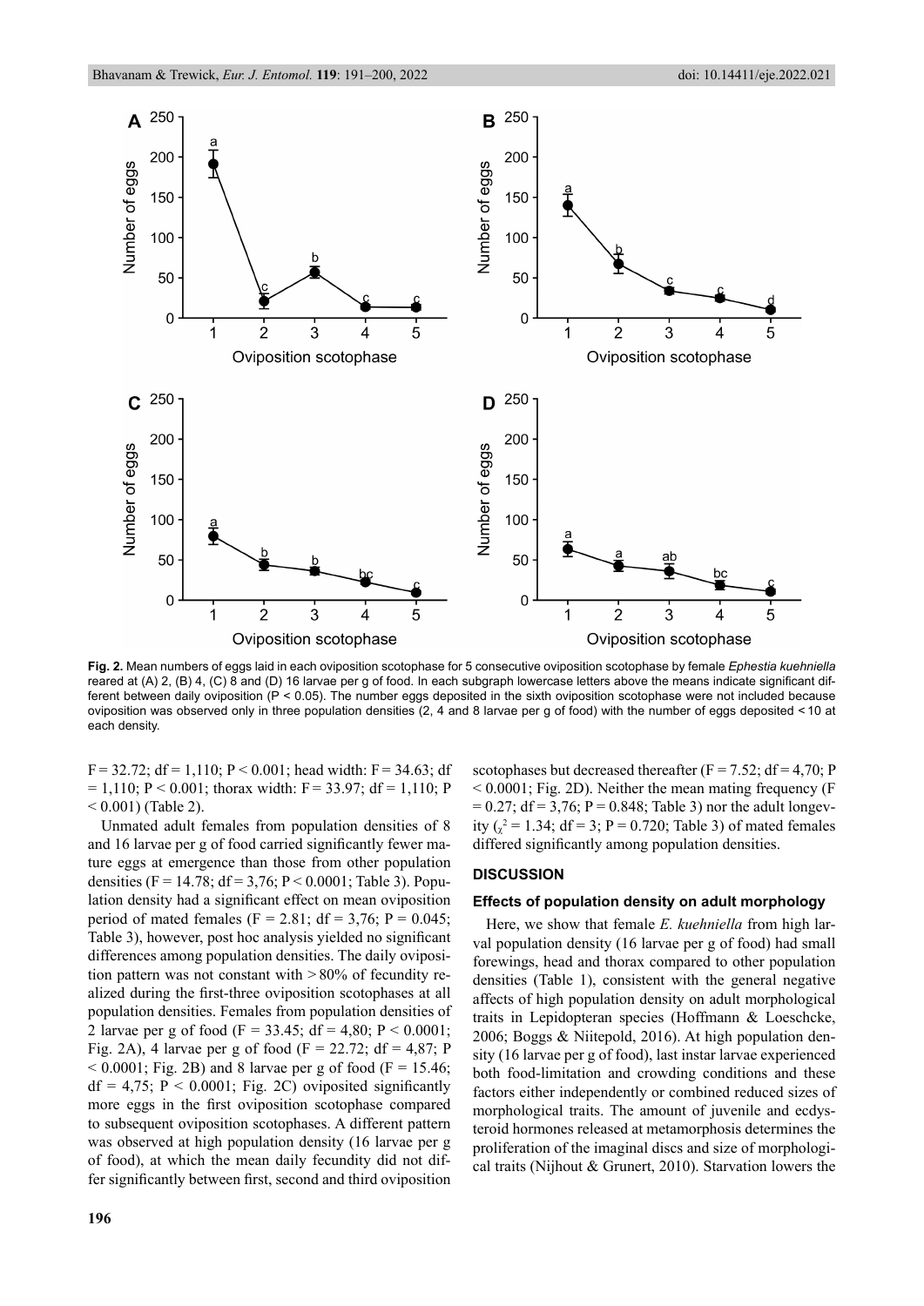**Fig. 2.** Mean numbers of eggs laid in each oviposition scotophase for 5 consecutive oviposition scotophase by female *Ephestia kuehniella* reared at (A) 2, (B) 4, (C) 8 and (D) 16 larvae per g of food. In each subgraph lowercase letters above the means indicate significant different between daily oviposition ($P < 0.05$). The number eggs deposited in the sixth oviposition scotophase were not included because oviposition was observed only in three population densities (2, 4 and 8 larvae per g of food) with the number of eggs deposited < 10 at each density.

$F = 32.72$; df = 1,110; $P < 0.001$; head width: $F = 34.63$; df = 1,110; $P < 0.001$; thorax width: $F = 33.97$; df = 1,110; $P < 0.001$) (Table 2).

Unmated adult females from population densities of 8 and 16 larvae per g of food carried significantly fewer mature eggs at emergence than those from other population densities ($F = 14.78$; df = 3,76; $P < 0.0001$; Table 3). Population density had a significant effect on mean oviposition period of mated females ($F = 2.81$; df = 3,76; $P = 0.045$; Table 3), however, post hoc analysis yielded no significant differences among population densities. The daily oviposition pattern was not constant with > 80% of fecundity realized during the first-three oviposition scotophases at all population densities. Females from population densities of 2 larvae per g of food ($F = 33.45$; df = 4,80; $P < 0.0001$; Fig. 2A), 4 larvae per g of food ($F = 22.72$; df = 4,87; $P < 0.0001$; Fig. 2B) and 8 larvae per g of food ($F = 15.46$; df = 4,75; $P < 0.0001$; Fig. 2C) oviposited significantly more eggs in the first oviposition scotophase compared to subsequent oviposition scotophases. A different pattern was observed at high population density (16 larvae per g of food), at which the mean daily fecundity did not differ significantly between first, second and third oviposition scotophases but decreased thereafter ($F = 7.52$; df = 4,70; $P < 0.0001$; Fig. 2D). Neither the mean mating frequency ($F = 0.27$; df = 3,76; $P = 0.848$; Table 3) nor the adult longevity ($\chi^2 = 1.34$; df = 3; $P = 0.720$; Table 3) of mated females differed significantly among population densities.

## DISCUSSION

### Effects of population density on adult morphology

Here, we show that female *E. kuehniella* from high larval population density (16 larvae per g of food) had small forewings, head and thorax compared to other population densities (Table 1), consistent with the general negative affects of high population density on adult morphological traits in Lepidopteran species (Hoffmann & Loeschcke, 2006; Boggs & Niitepold, 2016). At high population density (16 larvae per g of food), last instar larvae experienced both food-limitation and crowding conditions and these factors either independently or combined reduced sizes of morphological traits. The amount of juvenile and ecdysteroid hormones released at metamorphosis determines the proliferation of the imaginal discs and size of morphological traits (Nijhout & Grunert, 2010). Starvation lowers the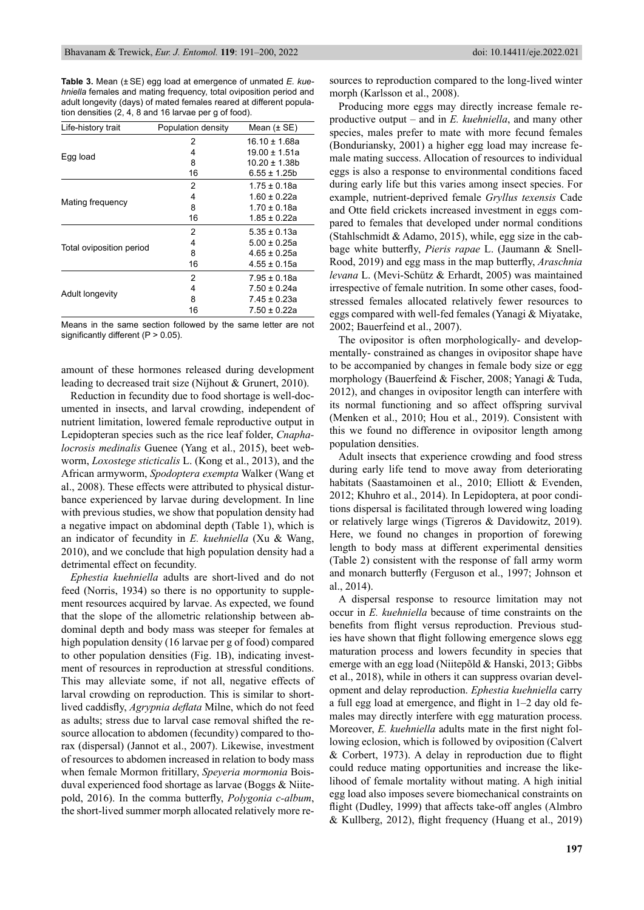**Table 3.** Mean (± SE) egg load at emergence of unmated *E. kuehniella* females and mating frequency, total oviposition period and adult longevity (days) of mated females reared at different population densities (2, 4, 8 and 16 larvae per g of food).

| Life-history trait | Population density | Mean (± SE) |
|---|---|---|
| Egg load | 2 | 16.10 ± 1.68a |
| | 4 | 19.00 ± 1.51a |
| | 8 | 10.20 ± 1.38b |
| | 16 | 6.55 ± 1.25b |
| Mating frequency | 2 | 1.75 ± 0.18a |
| | 4 | 1.60 ± 0.22a |
| | 8 | 1.70 ± 0.18a |
| | 16 | 1.85 ± 0.22a |
| Total oviposition period | 2 | 5.35 ± 0.13a |
| | 4 | 5.00 ± 0.25a |
| | 8 | 4.65 ± 0.25a |
| | 16 | 4.55 ± 0.15a |
| Adult longevity | 2 | 7.95 ± 0.18a |
| | 4 | 7.50 ± 0.24a |
| | 8 | 7.45 ± 0.23a |
| | 16 | 7.50 ± 0.22a |

Means in the same section followed by the same letter are not significantly different (P > 0.05).

amount of these hormones released during development leading to decreased trait size (Nijhout & Grunert, 2010).

Reduction in fecundity due to food shortage is well-documented in insects, and larval crowding, independent of nutrient limitation, lowered female reproductive output in Lepidopteran species such as the rice leaf folder, *Cnaphalocrosis medinalis* Guenee (Yang et al., 2015), beet webworm, *Loxostege sticticalis* L. (Kong et al., 2013), and the African armyworm, *Spodoptera exempta* Walker (Wang et al., 2008). These effects were attributed to physical disturbance experienced by larvae during development. In line with previous studies, we show that population density had a negative impact on abdominal depth (Table 1), which is an indicator of fecundity in *E. kuehniella* (Xu & Wang, 2010), and we conclude that high population density had a detrimental effect on fecundity.

*Ephestia kuehniella* adults are short-lived and do not feed (Norris, 1934) so there is no opportunity to supplement resources acquired by larvae. As expected, we found that the slope of the allometric relationship between abdominal depth and body mass was steeper for females at high population density (16 larvae per g of food) compared to other population densities (Fig. 1B), indicating investment of resources in reproduction at stressful conditions. This may alleviate some, if not all, negative effects of larval crowding on reproduction. This is similar to short-lived caddisfly, *Agrypnia deflata* Milne, which do not feed as adults; stress due to larval case removal shifted the resource allocation to abdomen (fecundity) compared to thorax (dispersal) (Jannot et al., 2007). Likewise, investment of resources to abdomen increased in relation to body mass when female Mormon fritillary, *Speyeria mormonia* Boisduval experienced food shortage as larvae (Boggs & Niitepold, 2016). In the comma butterfly, *Polygonia c-album*, the short-lived summer morph allocated relatively more resources to reproduction compared to the long-lived winter morph (Karlsson et al., 2008).

Producing more eggs may directly increase female reproductive output – and in *E. kuehniella*, and many other species, males prefer to mate with more fecund females (Bonduriansky, 2001) a higher egg load may increase female mating success. Allocation of resources to individual eggs is also a response to environmental conditions faced during early life but this varies among insect species. For example, nutrient-deprived female *Gryllus texensis* Cade and Otte field crickets increased investment in eggs compared to females that developed under normal conditions (Stahlschmidt & Adamo, 2015), while, egg size in the cabbage white butterfly, *Pieris rapae* L. (Jaumann & Snell-Rood, 2019) and egg mass in the map butterfly, *Araschnia levana* L. (Mevi-Schütz & Erhardt, 2005) was maintained irrespective of female nutrition. In some other cases, food-stressed females allocated relatively fewer resources to eggs compared with well-fed females (Yanagi & Miyatake, 2002; Bauerfeind et al., 2007).

The ovipositor is often morphologically- and developmentally- constrained as changes in ovipositor shape have to be accompanied by changes in female body size or egg morphology (Bauerfeind & Fischer, 2008; Yanagi & Tuda, 2012), and changes in ovipositor length can interfere with its normal functioning and so affect offspring survival (Menken et al., 2010; Hou et al., 2019). Consistent with this we found no difference in ovipositor length among population densities.

Adult insects that experience crowding and food stress during early life tend to move away from deteriorating habitats (Saastamoinen et al., 2010; Elliott & Evenden, 2012; Khuhro et al., 2014). In Lepidoptera, at poor conditions dispersal is facilitated through lowered wing loading or relatively large wings (Tigreros & Davidowitz, 2019). Here, we found no changes in proportion of forewing length to body mass at different experimental densities (Table 2) consistent with the response of fall army worm and monarch butterfly (Ferguson et al., 1997; Johnson et al., 2014).

A dispersal response to resource limitation may not occur in *E. kuehniella* because of time constraints on the benefits from flight versus reproduction. Previous studies have shown that flight following emergence slows egg maturation process and lowers fecundity in species that emerge with an egg load (Niitepõld & Hanski, 2013; Gibbs et al., 2018), while in others it can suppress ovarian development and delay reproduction. *Ephestia kuehniella* carry a full egg load at emergence, and flight in 1–2 day old females may directly interfere with egg maturation process. Moreover, *E. kuehniella* adults mate in the first night following eclosion, which is followed by oviposition (Calvert & Corbert, 1973). A delay in reproduction due to flight could reduce mating opportunities and increase the likelihood of female mortality without mating. A high initial egg load also imposes severe biomechanical constraints on flight (Dudley, 1999) that affects take-off angles (Almbro & Kullberg, 2012), flight frequency (Huang et al., 2019)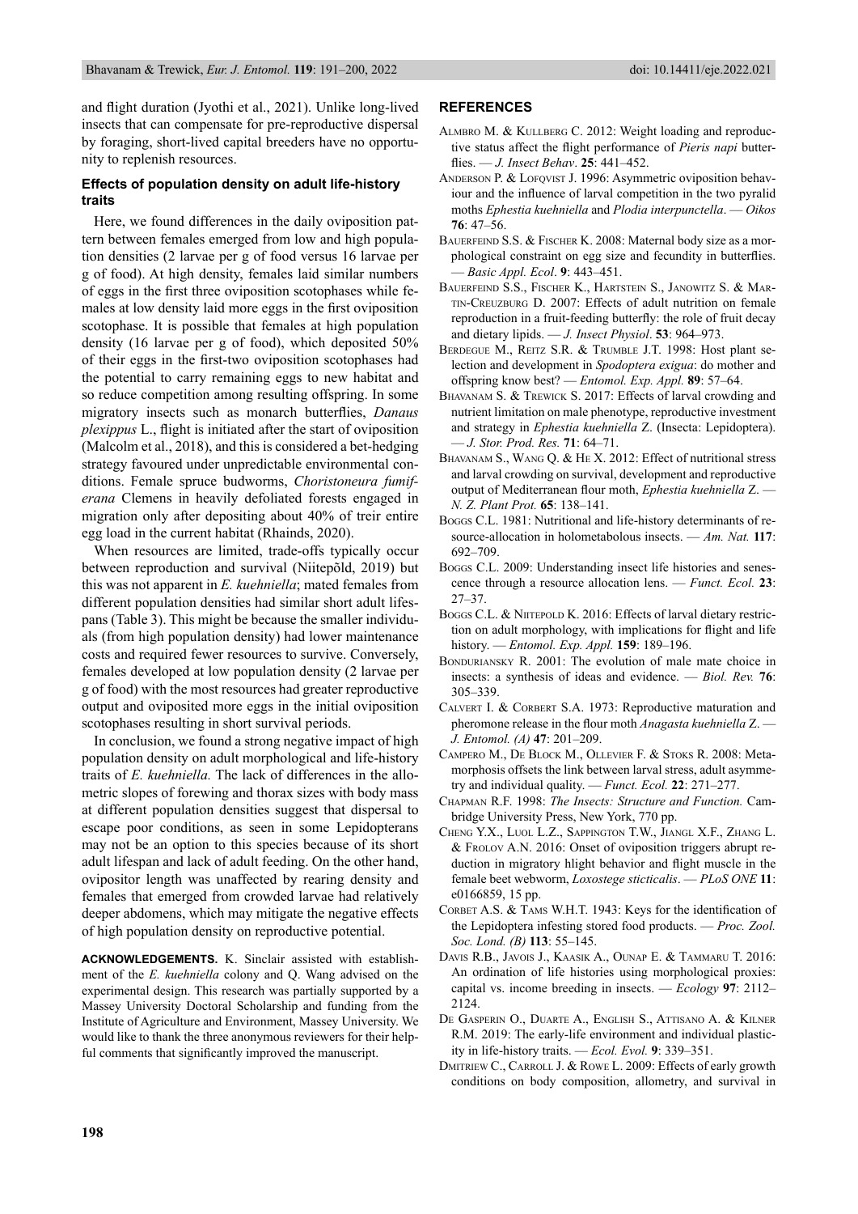and flight duration (Jyothi et al., 2021). Unlike long-lived insects that can compensate for pre-reproductive dispersal by foraging, short-lived capital breeders have no opportunity to replenish resources.

### Effects of population density on adult life-history traits

Here, we found differences in the daily oviposition pattern between females emerged from low and high population densities (2 larvae per g of food versus 16 larvae per g of food). At high density, females laid similar numbers of eggs in the first three oviposition scotophases while females at low density laid more eggs in the first oviposition scotophase. It is possible that females at high population density (16 larvae per g of food), which deposited 50% of their eggs in the first-two oviposition scotophases had the potential to carry remaining eggs to new habitat and so reduce competition among resulting offspring. In some migratory insects such as monarch butterflies, *Danaus plexippus* L., flight is initiated after the start of oviposition (Malcolm et al., 2018), and this is considered a bet-hedging strategy favoured under unpredictable environmental conditions. Female spruce budworms, *Choristoneura fumiferana* Clemens in heavily defoliated forests engaged in migration only after depositing about 40% of treir entire egg load in the current habitat (Rhainds, 2020).

When resources are limited, trade-offs typically occur between reproduction and survival (Niitepõld, 2019) but this was not apparent in *E. kuehniella*; mated females from different population densities had similar short adult lifespans (Table 3). This might be because the smaller individuals (from high population density) had lower maintenance costs and required fewer resources to survive. Conversely, females developed at low population density (2 larvae per g of food) with the most resources had greater reproductive output and oviposited more eggs in the initial oviposition scotophases resulting in short survival periods.

In conclusion, we found a strong negative impact of high population density on adult morphological and life-history traits of *E. kuehniella.* The lack of differences in the allometric slopes of forewing and thorax sizes with body mass at different population densities suggest that dispersal to escape poor conditions, as seen in some Lepidopterans may not be an option to this species because of its short adult lifespan and lack of adult feeding. On the other hand, ovipositor length was unaffected by rearing density and females that emerged from crowded larvae had relatively deeper abdomens, which may mitigate the negative effects of high population density on reproductive potential.

**ACKNOWLEDGEMENTS.** K. Sinclair assisted with establishment of the *E. kuehniella* colony and Q. Wang advised on the experimental design. This research was partially supported by a Massey University Doctoral Scholarship and funding from the Institute of Agriculture and Environment, Massey University. We would like to thank the three anonymous reviewers for their helpful comments that significantly improved the manuscript.

## REFERENCES

Almbro M. & Kullberg C. 2012: Weight loading and reproductive status affect the flight performance of *Pieris napi* butterflies. — *J. Insect Behav*. **25**: 441–452.

Anderson P. & Lofqvist J. 1996: Asymmetric oviposition behaviour and the influence of larval competition in the two pyralid moths *Ephestia kuehniella* and *Plodia interpunctella*. — *Oikos* **76**: 47–56.

Bauerfeind S.S. & Fischer K. 2008: Maternal body size as a morphological constraint on egg size and fecundity in butterflies. — *Basic Appl. Ecol*. **9**: 443–451.

Bauerfeind S.S., Fischer K., Hartstein S., Janowitz S. & Martin-Creuzburg D. 2007: Effects of adult nutrition on female reproduction in a fruit-feeding butterfly: the role of fruit decay and dietary lipids. — *J. Insect Physiol*. **53**: 964–973.

Berdegue M., Reitz S.R. & Trumble J.T. 1998: Host plant selection and development in *Spodoptera exigua*: do mother and offspring know best? — *Entomol. Exp. Appl.* **89**: 57–64.

Bhavanam S. & Trewick S. 2017: Effects of larval crowding and nutrient limitation on male phenotype, reproductive investment and strategy in *Ephestia kuehniella* Z. (Insecta: Lepidoptera). — *J. Stor. Prod. Res.* **71**: 64–71.

Bhavanam S., Wang Q. & He X. 2012: Effect of nutritional stress and larval crowding on survival, development and reproductive output of Mediterranean flour moth, *Ephestia kuehniella* Z. — *N. Z. Plant Prot.* **65**: 138–141.

Boggs C.L. 1981: Nutritional and life-history determinants of resource-allocation in holometabolous insects. — *Am. Nat.* **117**: 692–709.

Boggs C.L. 2009: Understanding insect life histories and senescence through a resource allocation lens. — *Funct. Ecol.* **23**: 27–37.

Boggs C.L. & Niitepold K. 2016: Effects of larval dietary restriction on adult morphology, with implications for flight and life history. — *Entomol. Exp. Appl.* **159**: 189–196.

Bonduriansky R. 2001: The evolution of male mate choice in insects: a synthesis of ideas and evidence. — *Biol. Rev.* **76**: 305–339.

Calvert I. & Corbert S.A. 1973: Reproductive maturation and pheromone release in the flour moth *Anagasta kuehniella* Z. — *J. Entomol. (A)* **47**: 201–209.

Campero M., De Block M., Ollevier F. & Stoks R. 2008: Metamorphosis offsets the link between larval stress, adult asymmetry and individual quality. — *Funct. Ecol.* **22**: 271–277.

Chapman R.F. 1998: *The Insects: Structure and Function.* Cambridge University Press, New York, 770 pp.

Cheng Y.X., Luol L.Z., Sappington T.W., Jiangl X.F., Zhang L. & Frolov A.N. 2016: Onset of oviposition triggers abrupt reduction in migratory hlight behavior and flight muscle in the female beet webworm, *Loxostege sticticalis*. — *PLoS ONE* **11**: e0166859, 15 pp.

Corbet A.S. & Tams W.H.T. 1943: Keys for the identification of the Lepidoptera infesting stored food products. — *Proc. Zool. Soc. Lond. (B)* **113**: 55–145.

Davis R.B., Javois J., Kaasik A., Ounap E. & Tammaru T. 2016: An ordination of life histories using morphological proxies: capital vs. income breeding in insects. — *Ecology* **97**: 2112–2124.

De Gasperin O., Duarte A., English S., Attisano A. & Kilner R.M. 2019: The early-life environment and individual plasticity in life-history traits. — *Ecol. Evol.* **9**: 339–351.

Dmitriew C., Carroll J. & Rowe L. 2009: Effects of early growth conditions on body composition, allometry, and survival in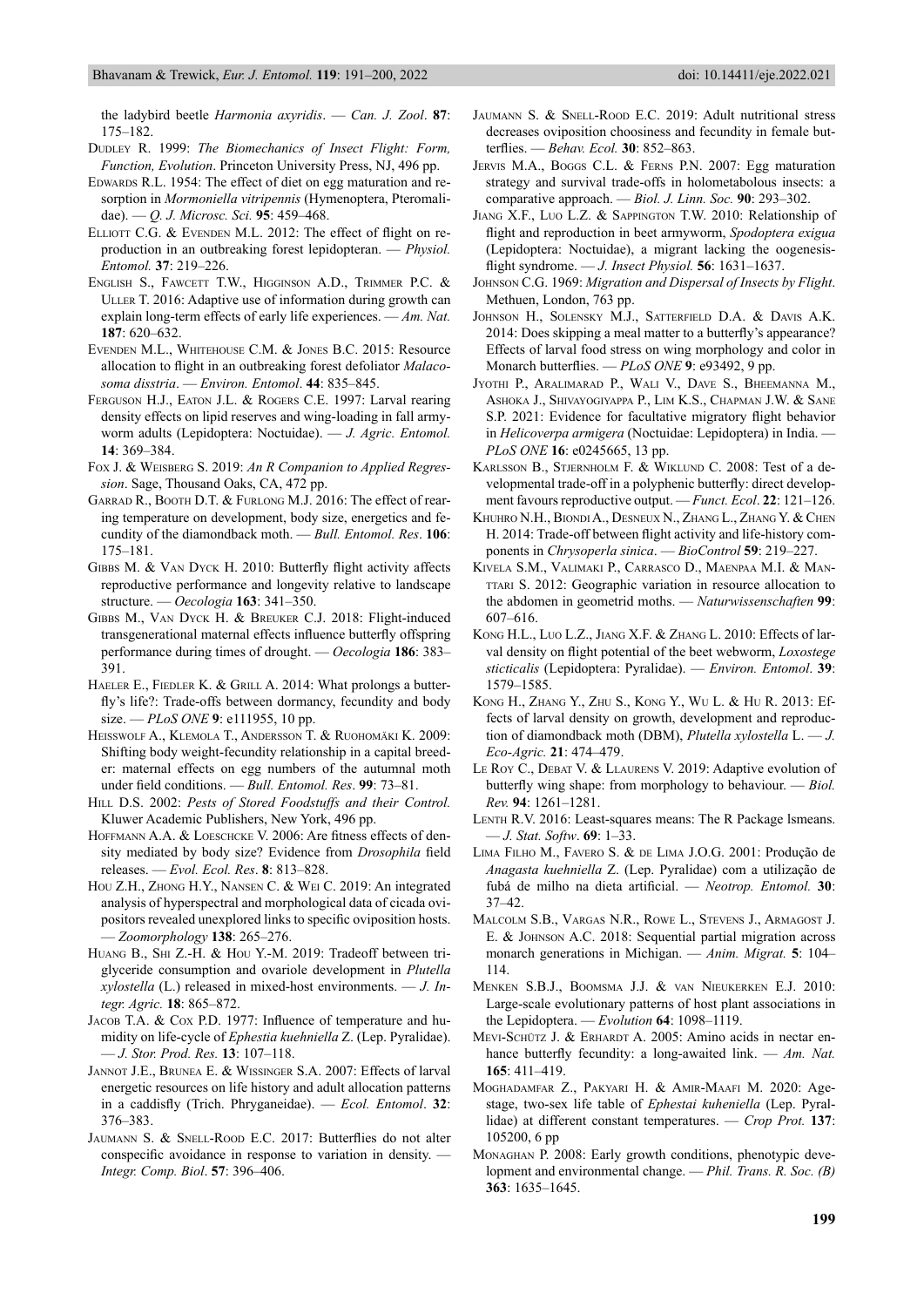the ladybird beetle *Harmonia axyridis*. — *Can. J. Zool*. **87**: 175–182.

Dudley R. 1999: *The Biomechanics of Insect Flight: Form, Function, Evolution*. Princeton University Press, NJ, 496 pp.

Edwards R.L. 1954: The effect of diet on egg maturation and resorption in *Mormoniella vitripennis* (Hymenoptera, Pteromalidae). — *Q. J. Microsc. Sci.* **95**: 459–468.

Elliott C.G. & Evenden M.L. 2012: The effect of flight on reproduction in an outbreaking forest lepidopteran. — *Physiol. Entomol.* **37**: 219–226.

English S., Fawcett T.W., Higginson A.D., Trimmer P.C. & Uller T. 2016: Adaptive use of information during growth can explain long-term effects of early life experiences. — *Am. Nat.* **187**: 620–632.

Evenden M.L., Whitehouse C.M. & Jones B.C. 2015: Resource allocation to flight in an outbreaking forest defoliator *Malacosoma disstria*. — *Environ. Entomol*. **44**: 835–845.

Ferguson H.J., Eaton J.L. & Rogers C.E. 1997: Larval rearing density effects on lipid reserves and wing-loading in fall armyworm adults (Lepidoptera: Noctuidae). — *J. Agric. Entomol.* **14**: 369–384.

Fox J. & Weisberg S. 2019: *An R Companion to Applied Regression*. Sage, Thousand Oaks, CA, 472 pp.

Garrad R., Booth D.T. & Furlong M.J. 2016: The effect of rearing temperature on development, body size, energetics and fecundity of the diamondback moth. — *Bull. Entomol. Res*. **106**: 175–181.

Gibbs M. & Van Dyck H. 2010: Butterfly flight activity affects reproductive performance and longevity relative to landscape structure. — *Oecologia* **163**: 341–350.

Gibbs M., Van Dyck H. & Breuker C.J. 2018: Flight-induced transgenerational maternal effects influence butterfly offspring performance during times of drought. — *Oecologia* **186**: 383–391.

Haeler E., Fiedler K. & Grill A. 2014: What prolongs a butterfly's life?: Trade-offs between dormancy, fecundity and body size. — *PLoS ONE* **9**: e111955, 10 pp.

Heisswolf A., Klemola T., Andersson T. & Ruohomäki K. 2009: Shifting body weight-fecundity relationship in a capital breeder: maternal effects on egg numbers of the autumnal moth under field conditions. — *Bull. Entomol. Res*. **99**: 73–81.

Hill D.S. 2002: *Pests of Stored Foodstuffs and their Control.* Kluwer Academic Publishers, New York, 496 pp.

Hoffmann A.A. & Loeschcke V. 2006: Are fitness effects of density mediated by body size? Evidence from *Drosophila* field releases. — *Evol. Ecol. Res*. **8**: 813–828.

Hou Z.H., Zhong H.Y., Nansen C. & Wei C. 2019: An integrated analysis of hyperspectral and morphological data of cicada ovipositors revealed unexplored links to specific oviposition hosts. — *Zoomorphology* **138**: 265–276.

Huang B., Shi Z.-H. & Hou Y.-M. 2019: Tradeoff between triglyceride consumption and ovariole development in *Plutella xylostella* (L.) released in mixed-host environments. — *J. Integr. Agric.* **18**: 865–872.

Jacob T.A. & Cox P.D. 1977: Influence of temperature and humidity on life-cycle of *Ephestia kuehniella* Z. (Lep. Pyralidae). — *J. Stor. Prod. Res.* **13**: 107–118.

Jannot J.E., Brunea E. & Wissinger S.A. 2007: Effects of larval energetic resources on life history and adult allocation patterns in a caddisfly (Trich. Phryganeidae). — *Ecol. Entomol*. **32**: 376–383.

Jaumann S. & Snell-Rood E.C. 2017: Butterflies do not alter conspecific avoidance in response to variation in density. — *Integr. Comp. Biol*. **57**: 396–406.

Jaumann S. & Snell-Rood E.C. 2019: Adult nutritional stress decreases oviposition choosiness and fecundity in female butterflies. — *Behav. Ecol.* **30**: 852–863.

Jervis M.A., Boggs C.L. & Ferns P.N. 2007: Egg maturation strategy and survival trade-offs in holometabolous insects: a comparative approach. — *Biol. J. Linn. Soc.* **90**: 293–302.

Jiang X.F., Luo L.Z. & Sappington T.W. 2010: Relationship of flight and reproduction in beet armyworm, *Spodoptera exigua* (Lepidoptera: Noctuidae), a migrant lacking the oogenesis-flight syndrome. — *J. Insect Physiol.* **56**: 1631–1637.

Johnson C.G. 1969: *Migration and Dispersal of Insects by Flight*. Methuen, London, 763 pp.

Johnson H., Solensky M.J., Satterfield D.A. & Davis A.K. 2014: Does skipping a meal matter to a butterfly's appearance? Effects of larval food stress on wing morphology and color in Monarch butterflies. — *PLoS ONE* **9**: e93492, 9 pp.

Jyothi P., Aralimarad P., Wali V., Dave S., Bheemanna M., Ashoka J., Shivayogiyappa P., Lim K.S., Chapman J.W. & Sane S.P. 2021: Evidence for facultative migratory flight behavior in *Helicoverpa armigera* (Noctuidae: Lepidoptera) in India. — *PLoS ONE* **16**: e0245665, 13 pp.

Karlsson B., Stjernholm F. & Wiklund C. 2008: Test of a developmental trade-off in a polyphenic butterfly: direct development favours reproductive output. — *Funct. Ecol*. **22**: 121–126.

Khuhro N.H., Biondi A., Desneux N., Zhang L., Zhang Y. & Chen H. 2014: Trade-off between flight activity and life-history components in *Chrysoperla sinica*. — *BioControl* **59**: 219–227.

Kivela S.M., Valimaki P., Carrasco D., Maenpaa M.I. & Manttari S. 2012: Geographic variation in resource allocation to the abdomen in geometrid moths. — *Naturwissenschaften* **99**: 607–616.

Kong H.L., Luo L.Z., Jiang X.F. & Zhang L. 2010: Effects of larval density on flight potential of the beet webworm, *Loxostege sticticalis* (Lepidoptera: Pyralidae). — *Environ. Entomol*. **39**: 1579–1585.

Kong H., Zhang Y., Zhu S., Kong Y., Wu L. & Hu R. 2013: Effects of larval density on growth, development and reproduction of diamondback moth (DBM), *Plutella xylostella* L. — *J. Eco-Agric.* **21**: 474–479.

Le Roy C., Debat V. & Llaurens V. 2019: Adaptive evolution of butterfly wing shape: from morphology to behaviour. — *Biol. Rev.* **94**: 1261–1281.

Lenth R.V. 2016: Least-squares means: The R Package lsmeans. — *J. Stat. Softw*. **69**: 1–33.

Lima Filho M., Favero S. & de Lima J.O.G. 2001: Produção de *Anagasta kuehniella* Z. (Lep. Pyralidae) com a utilização de fubá de milho na dieta artificial. — *Neotrop. Entomol.* **30**: 37–42.

Malcolm S.B., Vargas N.R., Rowe L., Stevens J., Armagost J. E. & Johnson A.C. 2018: Sequential partial migration across monarch generations in Michigan. — *Anim. Migrat.* **5**: 104–114.

Menken S.B.J., Boomsma J.J. & van Nieukerken E.J. 2010: Large-scale evolutionary patterns of host plant associations in the Lepidoptera. — *Evolution* **64**: 1098–1119.

Mevi-Schütz J. & Erhardt A. 2005: Amino acids in nectar enhance butterfly fecundity: a long-awaited link. — *Am. Nat.* **165**: 411–419.

Moghadamfar Z., Pakyari H. & Amir-Maafi M. 2020: Age-stage, two-sex life table of *Ephestai kuheniella* (Lep. Pyralidae) at different constant temperatures. — *Crop Prot.* **137**: 105200, 6 pp

Monaghan P. 2008: Early growth conditions, phenotypic development and environmental change. — *Phil. Trans. R. Soc. (B)* **363**: 1635–1645.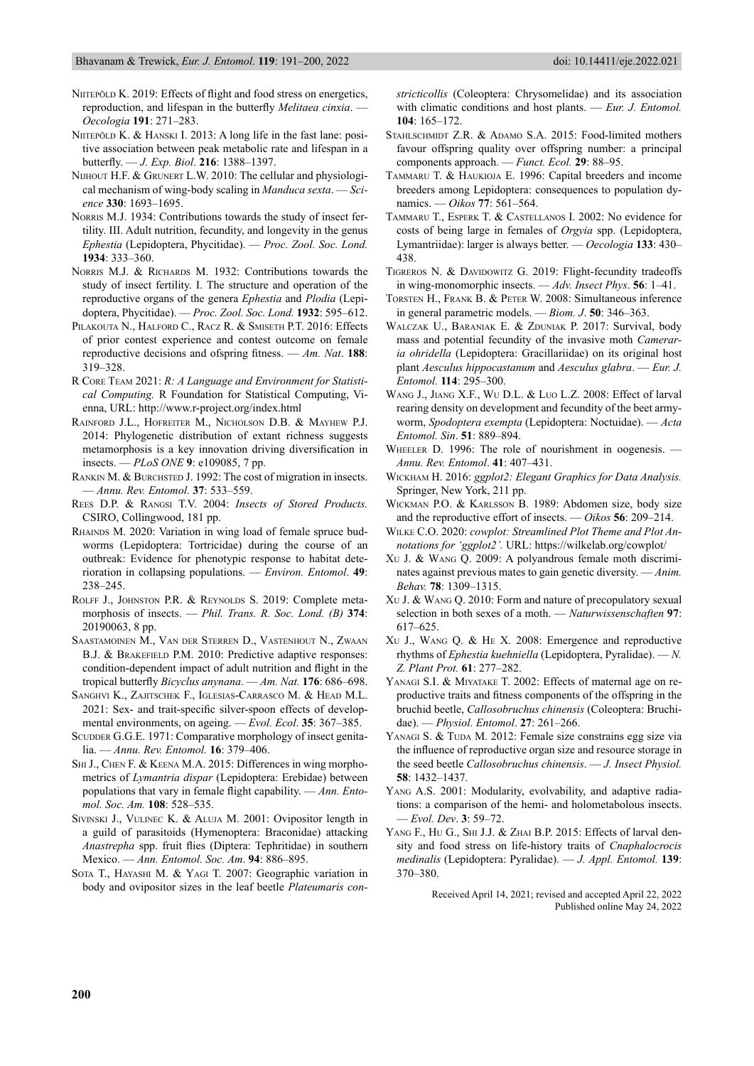Niitepõld K. 2019: Effects of flight and food stress on energetics, reproduction, and lifespan in the butterfly *Melitaea cinxia*. — *Oecologia* **191**: 271–283.

Niitepõld K. & Hanski I. 2013: A long life in the fast lane: positive association between peak metabolic rate and lifespan in a butterfly. — *J. Exp. Biol*. **216**: 1388–1397.

Nijhout H.F. & Grunert L.W. 2010: The cellular and physiological mechanism of wing-body scaling in *Manduca sexta*. — *Science* **330**: 1693–1695.

Norris M.J. 1934: Contributions towards the study of insect fertility. III. Adult nutrition, fecundity, and longevity in the genus *Ephestia* (Lepidoptera, Phycitidae). — *Proc. Zool. Soc. Lond.* **1934**: 333–360.

Norris M.J. & Richards M. 1932: Contributions towards the study of insect fertility. I. The structure and operation of the reproductive organs of the genera *Ephestia* and *Plodia* (Lepidoptera, Phycitidae). — *Proc. Zool. Soc. Lond.* **1932**: 595–612.

Pilakouta N., Halford C., Racz R. & Smiseth P.T. 2016: Effects of prior contest experience and contest outcome on female reproductive decisions and offspring fitness. — *Am. Nat*. **188**: 319–328.

R Core Team 2021: *R: A Language and Environment for Statistical Computing.* R Foundation for Statistical Computing, Vienna, URL: http://www.r-project.org/index.html

Rainford J.L., Hofreiter M., Nicholson D.B. & Mayhew P.J. 2014: Phylogenetic distribution of extant richness suggests metamorphosis is a key innovation driving diversification in insects. — *PLoS ONE* **9**: e109085, 7 pp.

Rankin M. & Burchsted J. 1992: The cost of migration in insects. — *Annu. Rev. Entomol.* **37**: 533–559.

Rees D.P. & Rangsi T.V. 2004: *Insects of Stored Products.* CSIRO, Collingwood, 181 pp.

Rhainds M. 2020: Variation in wing load of female spruce budworms (Lepidoptera: Tortricidae) during the course of an outbreak: Evidence for phenotypic response to habitat deterioration in collapsing populations. — *Environ. Entomol*. **49**: 238–245.

Rolff J., Johnston P.R. & Reynolds S. 2019: Complete metamorphosis of insects. — *Phil. Trans. R. Soc. Lond. (B)* **374**: 20190063, 8 pp.

Saastamoinen M., van der Sterren D., Vastenhout N., Zwaan B.J. & Brakefield P.M. 2010: Predictive adaptive responses: condition-dependent impact of adult nutrition and flight in the tropical butterfly *Bicyclus anynana*. — *Am. Nat.* **176**: 686–698.

Sanghvi K., Zajitschek F., Iglesias-Carrasco M. & Head M.L. 2021: Sex- and trait-specific silver-spoon effects of developmental environments, on ageing. — *Evol. Ecol*. **35**: 367–385.

Scudder G.G.E. 1971: Comparative morphology of insect genitalia. — *Annu. Rev. Entomol.* **16**: 379–406.

Shi J., Chen F. & Keena M.A. 2015: Differences in wing morphometrics of *Lymantria dispar* (Lepidoptera: Erebidae) between populations that vary in female flight capability. — *Ann. Entomol. Soc. Am.* **108**: 528–535.

Sivinski J., Vulinec K. & Aluja M. 2001: Ovipositor length in a guild of parasitoids (Hymenoptera: Braconidae) attacking *Anastrepha* spp. fruit flies (Diptera: Tephritidae) in southern Mexico. — *Ann. Entomol. Soc. Am*. **94**: 886–895.

Sota T., Hayashi M. & Yagi T. 2007: Geographic variation in body and ovipositor sizes in the leaf beetle *Plateumaris constricticollis* (Coleoptera: Chrysomelidae) and its association with climatic conditions and host plants. — *Eur. J. Entomol.* **104**: 165–172.

Stahlschmidt Z.R. & Adamo S.A. 2015: Food-limited mothers favour offspring quality over offspring number: a principal components approach. — *Funct. Ecol.* **29**: 88–95.

Tammaru T. & Haukioja E. 1996: Capital breeders and income breeders among Lepidoptera: consequences to population dynamics. — *Oikos* **77**: 561–564.

Tammaru T., Esperk T. & Castellanos I. 2002: No evidence for costs of being large in females of *Orgyia* spp. (Lepidoptera, Lymantriidae): larger is always better. — *Oecologia* **133**: 430–438.

Tigreros N. & Davidowitz G. 2019: Flight-fecundity tradeoffs in wing-monomorphic insects. — *Adv. Insect Phys*. **56**: 1–41.

Torsten H., Frank B. & Peter W. 2008: Simultaneous inference in general parametric models. — *Biom. J*. **50**: 346–363.

Walczak U., Baraniak E. & Zduniak P. 2017: Survival, body mass and potential fecundity of the invasive moth *Cameraria ohridella* (Lepidoptera: Gracillariidae) on its original host plant *Aesculus hippocastanum* and *Aesculus glabra*. — *Eur. J. Entomol.* **114**: 295–300.

Wang J., Jiang X.F., Wu D.L. & Luo L.Z. 2008: Effect of larval rearing density on development and fecundity of the beet armyworm, *Spodoptera exempta* (Lepidoptera: Noctuidae). — *Acta Entomol. Sin*. **51**: 889–894.

Wheeler D. 1996: The role of nourishment in oogenesis. — *Annu. Rev. Entomol*. **41**: 407–431.

Wickham H. 2016: *ggplot2: Elegant Graphics for Data Analysis.* Springer, New York, 211 pp.

Wickman P.O. & Karlsson B. 1989: Abdomen size, body size and the reproductive effort of insects. — *Oikos* **56**: 209–214.

Wilke C.O. 2020: *cowplot: Streamlined Plot Theme and Plot Annotations for 'ggplot2'.* URL: https://wilkelab.org/cowplot/

Xu J. & Wang Q. 2009: A polyandrous female moth discriminates against previous mates to gain genetic diversity. — *Anim. Behav.* **78**: 1309–1315.

Xu J. & Wang Q. 2010: Form and nature of precopulatory sexual selection in both sexes of a moth. — *Naturwissenschaften* **97**: 617–625.

Xu J., Wang Q. & He X. 2008: Emergence and reproductive rhythms of *Ephestia kuehniella* (Lepidoptera, Pyralidae). — *N. Z. Plant Prot.* **61**: 277–282.

Yanagi S.I. & Miyatake T. 2002: Effects of maternal age on reproductive traits and fitness components of the offspring in the bruchid beetle, *Callosobruchus chinensis* (Coleoptera: Bruchidae). — *Physiol. Entomol*. **27**: 261–266.

Yanagi S. & Tuda M. 2012: Female size constrains egg size via the influence of reproductive organ size and resource storage in the seed beetle *Callosobruchus chinensis*. — *J. Insect Physiol.* **58**: 1432–1437.

Yang A.S. 2001: Modularity, evolvability, and adaptive radiations: a comparison of the hemi- and holometabolous insects. — *Evol. Dev*. **3**: 59–72.

Yang F., Hu G., Shi J.J. & Zhai B.P. 2015: Effects of larval density and food stress on life-history traits of *Cnaphalocrocis medinalis* (Lepidoptera: Pyralidae). — *J. Appl. Entomol.* **139**: 370–380.

Received April 14, 2021; revised and accepted April 22, 2022
Published online May 24, 2022